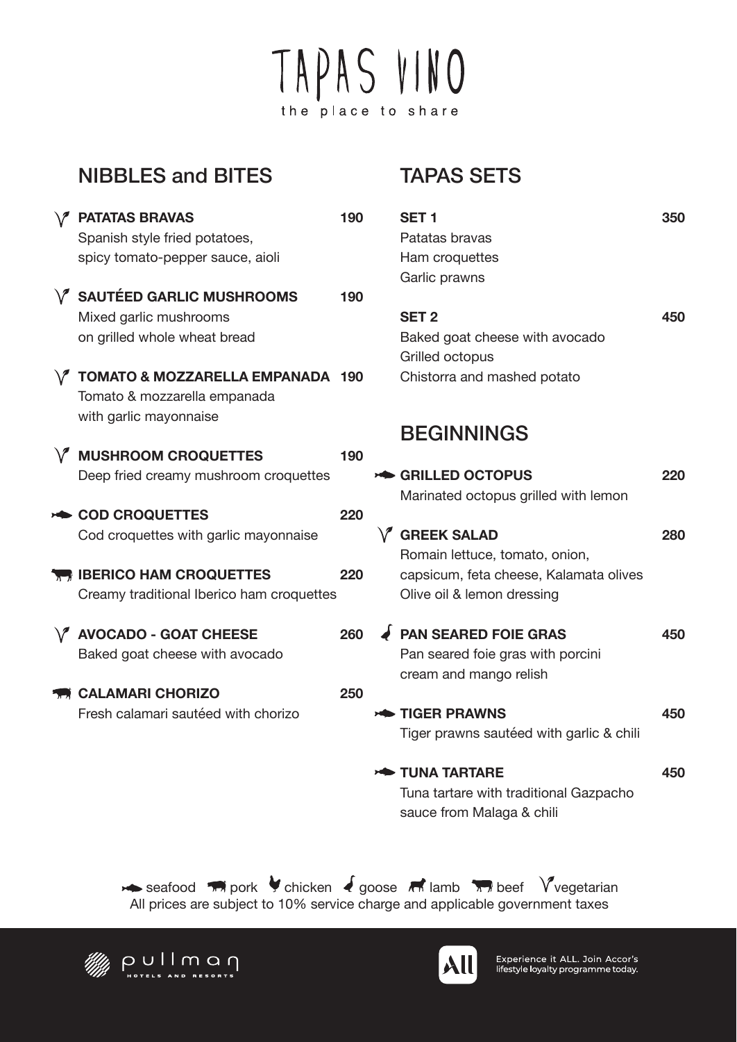# TAPAS VINO

the place to share

## NIBBLES and BITES

**PATATAS BRAVAS** (vegetarian) **190**
Spanish style fried potatoes,
spicy tomato-pepper sauce, aioli

**SAUTÉED GARLIC MUSHROOMS** (vegetarian) **190**
Mixed garlic mushrooms
on grilled whole wheat bread

**TOMATO & MOZZARELLA EMPANADA** (vegetarian) **190**
Tomato & mozzarella empanada
with garlic mayonnaise

**MUSHROOM CROQUETTES** (vegetarian) **190**
Deep fried creamy mushroom croquettes

**COD CROQUETTES** (seafood) **220**
Cod croquettes with garlic mayonnaise

**IBERICO HAM CROQUETTES** (pork) **220**
Creamy traditional Iberico ham croquettes

**AVOCADO - GOAT CHEESE** (vegetarian) **260**
Baked goat cheese with avocado

**CALAMARI CHORIZO** (pork) **250**
Fresh calamari sautéed with chorizo

## TAPAS SETS

**SET 1** **350**
Patatas bravas
Ham croquettes
Garlic prawns

**SET 2** **450**
Baked goat cheese with avocado
Grilled octopus
Chistorra and mashed potato

## BEGINNINGS

**GRILLED OCTOPUS** (seafood) **220**
Marinated octopus grilled with lemon

**GREEK SALAD** (vegetarian) **280**
Romain lettuce, tomato, onion,
capsicum, feta cheese, Kalamata olives
Olive oil & lemon dressing

**PAN SEARED FOIE GRAS** (goose) **450**
Pan seared foie gras with porcini
cream and mango relish

**TIGER PRAWNS** (seafood) **450**
Tiger prawns sautéed with garlic & chili

**TUNA TARTARE** (seafood) **450**
Tuna tartare with traditional Gazpacho
sauce from Malaga & chili

seafood · pork · chicken · goose · lamb · beef · vegetarian

All prices are subject to 10% service charge and applicable government taxes

pullman HOTELS AND RESORTS

Experience it ALL. Join Accor's lifestyle loyalty programme today.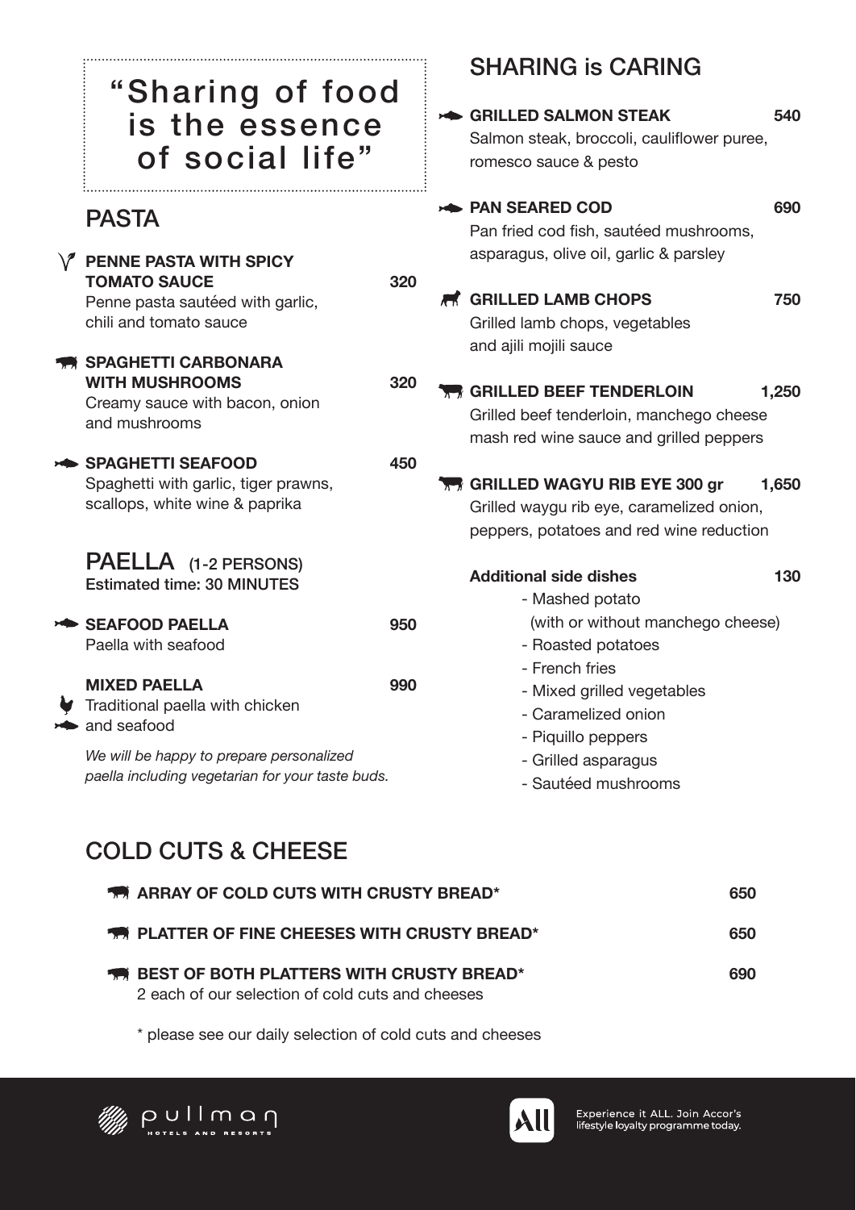> "Sharing of food is the essence of social life"

## PASTA

**PENNE PASTA WITH SPICY TOMATO SAUCE** 320
Penne pasta sautéed with garlic, chili and tomato sauce

**SPAGHETTI CARBONARA WITH MUSHROOMS** 320
Creamy sauce with bacon, onion and mushrooms

**SPAGHETTI SEAFOOD** 450
Spaghetti with garlic, tiger prawns, scallops, white wine & paprika

## PAELLA (1-2 PERSONS)

**Estimated time: 30 MINUTES**

**SEAFOOD PAELLA** 950
Paella with seafood

**MIXED PAELLA** 990
Traditional paella with chicken and seafood

*We will be happy to prepare personalized paella including vegetarian for your taste buds.*

## SHARING is CARING

**GRILLED SALMON STEAK** 540
Salmon steak, broccoli, cauliflower puree, romesco sauce & pesto

**PAN SEARED COD** 690
Pan fried cod fish, sautéed mushrooms, asparagus, olive oil, garlic & parsley

**GRILLED LAMB CHOPS** 750
Grilled lamb chops, vegetables and ajili mojili sauce

**GRILLED BEEF TENDERLOIN** 1,250
Grilled beef tenderloin, manchego cheese mash red wine sauce and grilled peppers

**GRILLED WAGYU RIB EYE 300 gr** 1,650
Grilled waygu rib eye, caramelized onion, peppers, potatoes and red wine reduction

**Additional side dishes** 130

- Mashed potato
  (with or without manchego cheese)
- Roasted potatoes
- French fries
- Mixed grilled vegetables
- Caramelized onion
- Piquillo peppers
- Grilled asparagus
- Sautéed mushrooms

## COLD CUTS & CHEESE

**ARRAY OF COLD CUTS WITH CRUSTY BREAD*** 650

**PLATTER OF FINE CHEESES WITH CRUSTY BREAD*** 650

**BEST OF BOTH PLATTERS WITH CRUSTY BREAD*** 690
2 each of our selection of cold cuts and cheeses

* please see our daily selection of cold cuts and cheeses

pullman HOTELS AND RESORTS

Experience it ALL. Join Accor's lifestyle loyalty programme today.